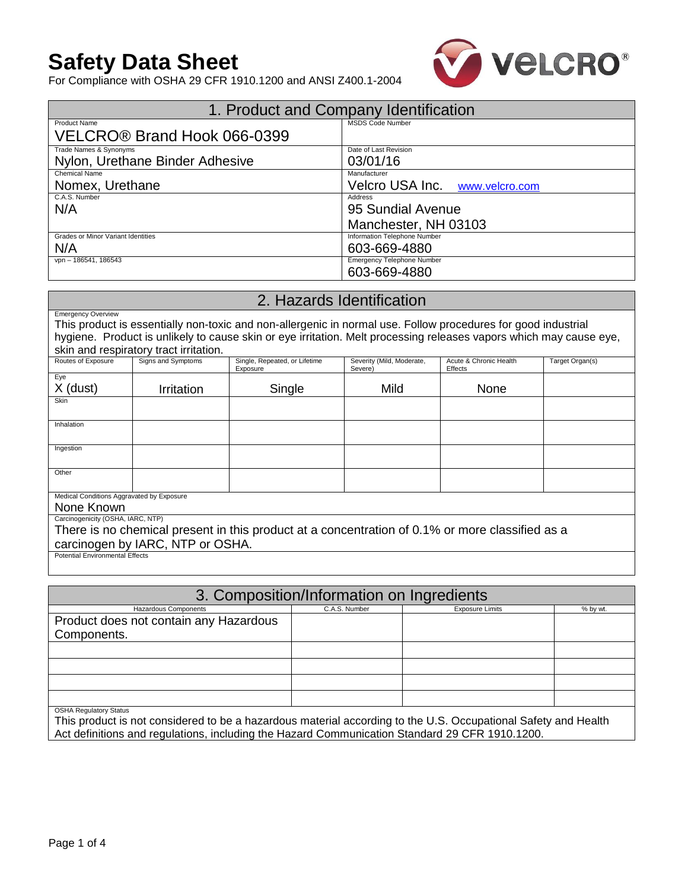# Safety Data Sheet

For Compliance with OSHA 29 CFR 1910.1200 and ANSI Z400.1-2004

## 1. Product and Company Identification

| | |
|---|---|
| Product Name<br>VELCRO® Brand Hook 066-0399 | MSDS Code Number |
| Trade Names & Synonyms<br>Nylon, Urethane Binder Adhesive | Date of Last Revision<br>03/01/16 |
| Chemical Name<br>Nomex, Urethane | Manufacturer<br>Velcro USA Inc. www.velcro.com |
| C.A.S. Number<br>N/A | Address<br>95 Sundial Avenue<br>Manchester, NH 03103 |
| Grades or Minor Variant Identities<br>N/A | Information Telephone Number<br>603-669-4880 |
| vpn – 186541, 186543 | Emergency Telephone Number<br>603-669-4880 |

## 2. Hazards Identification

Emergency Overview

This product is essentially non-toxic and non-allergenic in normal use. Follow procedures for good industrial hygiene. Product is unlikely to cause skin or eye irritation. Melt processing releases vapors which may cause eye, skin and respiratory tract irritation.

| Routes of Exposure | Signs and Symptoms | Single, Repeated, or Lifetime Exposure | Severity (Mild, Moderate, Severe) | Acute & Chronic Health Effects | Target Organ(s) |
|---|---|---|---|---|---|
| Eye<br>X (dust) | Irritation | Single | Mild | None | |
| Skin | | | | | |
| Inhalation | | | | | |
| Ingestion | | | | | |
| Other | | | | | |

Medical Conditions Aggravated by Exposure

None Known

Carcinogenicity (OSHA, IARC, NTP)

There is no chemical present in this product at a concentration of 0.1% or more classified as a carcinogen by IARC, NTP or OSHA.

Potential Environmental Effects

## 3. Composition/Information on Ingredients

| Hazardous Components | C.A.S. Number | Exposure Limits | % by wt. |
|---|---|---|---|
| Product does not contain any Hazardous Components. | | | |
| | | | |
| | | | |
| | | | |
| | | | |

OSHA Regulatory Status

This product is not considered to be a hazardous material according to the U.S. Occupational Safety and Health Act definitions and regulations, including the Hazard Communication Standard 29 CFR 1910.1200.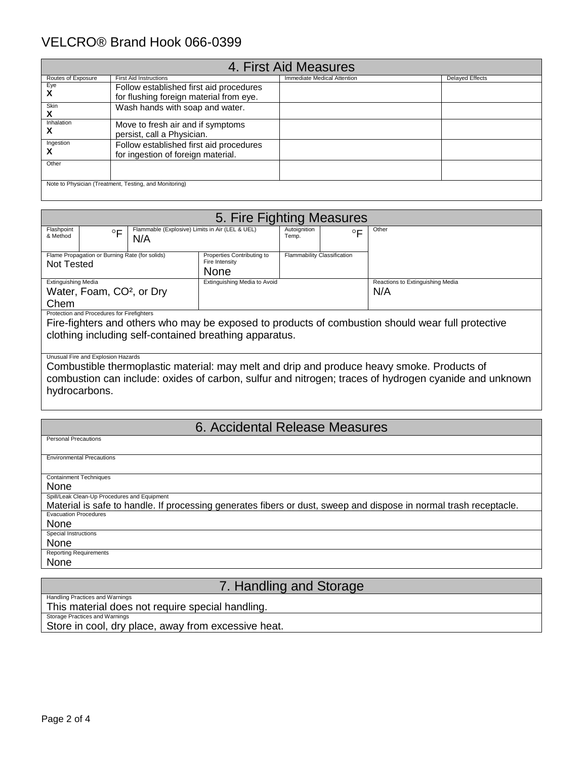# VELCRO® Brand Hook 066-0399

## 4. First Aid Measures

| Routes of Exposure | First Aid Instructions | Immediate Medical Attention | Delayed Effects |
|---|---|---|---|
| Eye **X** | Follow established first aid procedures for flushing foreign material from eye. | | |
| Skin **X** | Wash hands with soap and water. | | |
| Inhalation **X** | Move to fresh air and if symptoms persist, call a Physician. | | |
| Ingestion **X** | Follow established first aid procedures for ingestion of foreign material. | | |
| Other | | | |

Note to Physician (Treatment, Testing, and Monitoring)

## 5. Fire Fighting Measures

| Flashpoint & Method | °F | Flammable (Explosive) Limits in Air (LEL & UEL) | Autoignition Temp. | °F | Other |
|---|---|---|---|---|---|
| | | N/A | | | |

Flame Propagation or Burning Rate (for solids): Not Tested

Properties Contributing to Fire Intensity: None

Flammability Classification:

Extinguishing Media: Water, Foam, $CO^2$, or Dry Chem

Extinguishing Media to Avoid:

Reactions to Extinguishing Media: N/A

Protection and Procedures for Firefighters

Fire-fighters and others who may be exposed to products of combustion should wear full protective clothing including self-contained breathing apparatus.

Unusual Fire and Explosion Hazards

Combustible thermoplastic material: may melt and drip and produce heavy smoke. Products of combustion can include: oxides of carbon, sulfur and nitrogen; traces of hydrogen cyanide and unknown hydrocarbons.

## 6. Accidental Release Measures

Personal Precautions

Environmental Precautions

Containment Techniques

None

Spill/Leak Clean-Up Procedures and Equipment

Material is safe to handle. If processing generates fibers or dust, sweep and dispose in normal trash receptacle.

Evacuation Procedures

None

Special Instructions

None

Reporting Requirements

None

## 7. Handling and Storage

Handling Practices and Warnings

This material does not require special handling.

Storage Practices and Warnings

Store in cool, dry place, away from excessive heat.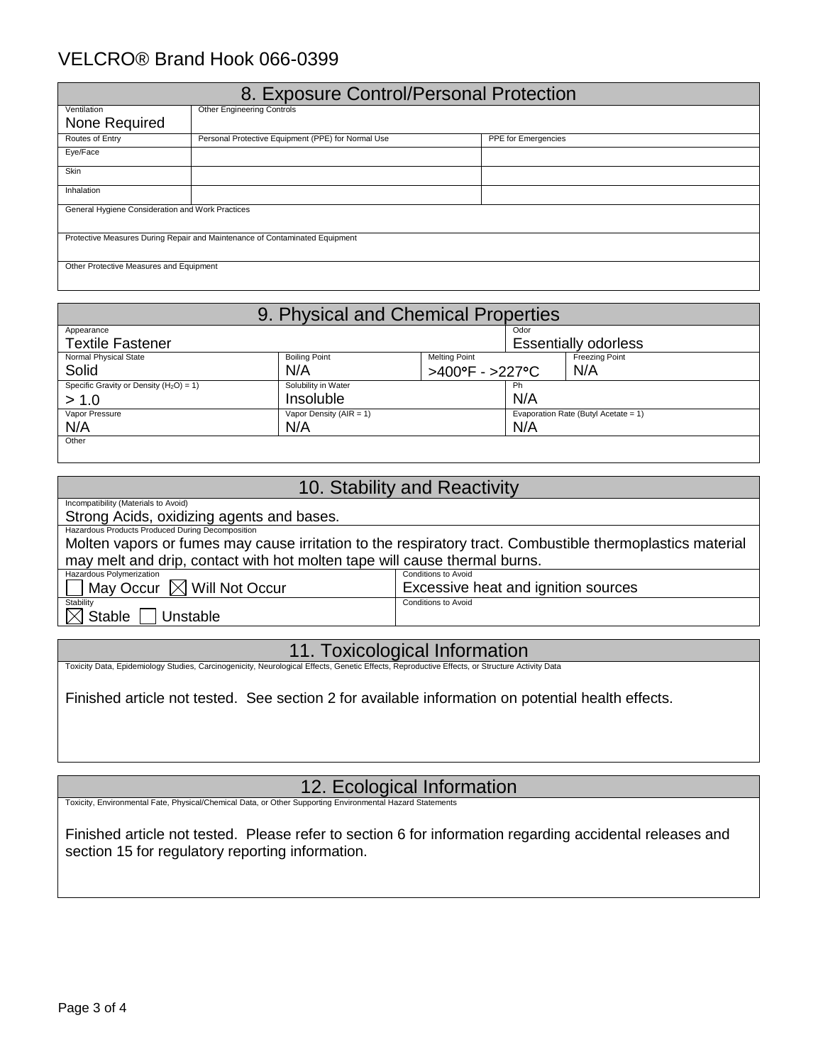VELCRO® Brand Hook 066-0399

## 8. Exposure Control/Personal Protection

| Ventilation | Other Engineering Controls | |
|---|---|---|
| None Required | | |
| Routes of Entry | Personal Protective Equipment (PPE) for Normal Use | PPE for Emergencies |
| Eye/Face | | |
| Skin | | |
| Inhalation | | |

General Hygiene Consideration and Work Practices

Protective Measures During Repair and Maintenance of Contaminated Equipment

Other Protective Measures and Equipment

## 9. Physical and Chemical Properties

| Appearance | | | Odor | |
|---|---|---|---|---|
| Textile Fastener | | | Essentially odorless | |
| Normal Physical State | Boiling Point | Melting Point | | Freezing Point |
| Solid | N/A | >400°F - >227°C | | N/A |
| Specific Gravity or Density ($H_2O$) = 1) | Solubility in Water | | Ph | |
| > 1.0 | Insoluble | | N/A | |
| Vapor Pressure | Vapor Density (AIR = 1) | | Evaporation Rate (Butyl Acetate = 1) | |
| N/A | N/A | | N/A | |
| Other | | | | |

## 10. Stability and Reactivity

Incompatibility (Materials to Avoid)

Strong Acids, oxidizing agents and bases.

Hazardous Products Produced During Decomposition

Molten vapors or fumes may cause irritation to the respiratory tract. Combustible thermoplastics material may melt and drip, contact with hot molten tape will cause thermal burns.

| Hazardous Polymerization | Conditions to Avoid |
|---|---|
| ☐ May Occur ☒ Will Not Occur | Excessive heat and ignition sources |
| **Stability** | **Conditions to Avoid** |
| ☒ Stable ☐ Unstable | |

## 11. Toxicological Information

Toxicity Data, Epidemiology Studies, Carcinogenicity, Neurological Effects, Genetic Effects, Reproductive Effects, or Structure Activity Data

Finished article not tested. See section 2 for available information on potential health effects.

## 12. Ecological Information

Toxicity, Environmental Fate, Physical/Chemical Data, or Other Supporting Environmental Hazard Statements

Finished article not tested. Please refer to section 6 for information regarding accidental releases and section 15 for regulatory reporting information.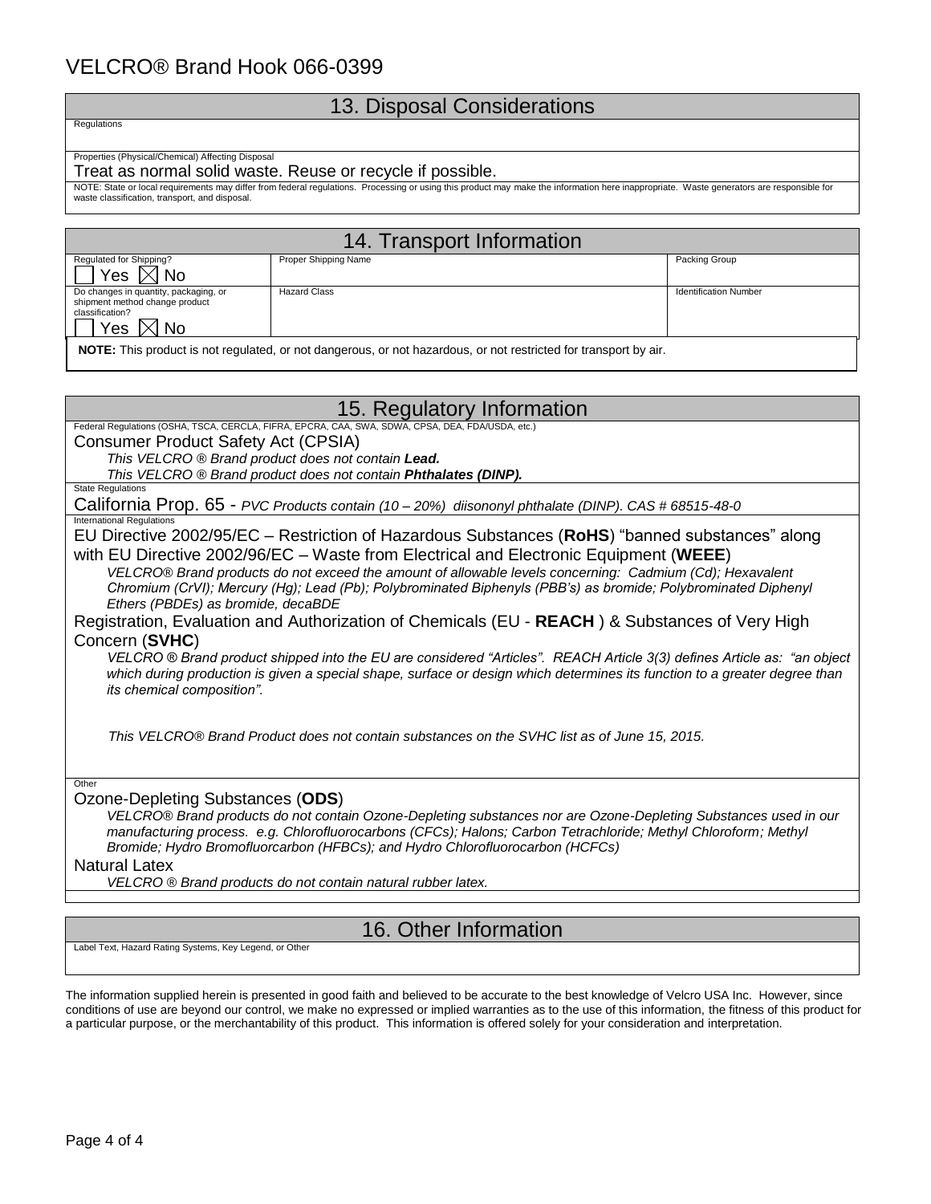## 13. Disposal Considerations

Regulations

Properties (Physical/Chemical) Affecting Disposal

Treat as normal solid waste. Reuse or recycle if possible.

NOTE: State or local requirements may differ from federal regulations. Processing or using this product may make the information here inappropriate. Waste generators are responsible for waste classification, transport, and disposal.

## 14. Transport Information

| | | |
|---|---|---|
| Regulated for Shipping?<br>☐ Yes ☒ No | Proper Shipping Name | Packing Group |
| Do changes in quantity, packaging, or shipment method change product classification?<br>☐ Yes ☒ No | Hazard Class | Identification Number |

**NOTE:** This product is not regulated, or not dangerous, or not hazardous, or not restricted for transport by air.

## 15. Regulatory Information

Federal Regulations (OSHA, TSCA, CERCLA, FIFRA, EPCRA, CAA, SWA, SDWA, CPSA, DEA, FDA/USDA, etc.)

Consumer Product Safety Act (CPSIA)

*This VELCRO ® Brand product does not contain **Lead.***

*This VELCRO ® Brand product does not contain **Phthalates (DINP).***

State Regulations

California Prop. 65 - *PVC Products contain (10 – 20%) diisononyl phthalate (DINP). CAS # 68515-48-0*

International Regulations

EU Directive 2002/95/EC – Restriction of Hazardous Substances (**RoHS**) "banned substances" along with EU Directive 2002/96/EC – Waste from Electrical and Electronic Equipment (**WEEE**)

*VELCRO® Brand products do not exceed the amount of allowable levels concerning: Cadmium (Cd); Hexavalent Chromium (CrVI); Mercury (Hg); Lead (Pb); Polybrominated Biphenyls (PBB's) as bromide; Polybrominated Diphenyl Ethers (PBDEs) as bromide, decaBDE*

Registration, Evaluation and Authorization of Chemicals (EU - **REACH** ) & Substances of Very High Concern (**SVHC**)

*VELCRO ® Brand product shipped into the EU are considered "Articles". REACH Article 3(3) defines Article as: "an object which during production is given a special shape, surface or design which determines its function to a greater degree than its chemical composition".*

*This VELCRO® Brand Product does not contain substances on the SVHC list as of June 15, 2015.*

Other

Ozone-Depleting Substances (**ODS**)

*VELCRO® Brand products do not contain Ozone-Depleting substances nor are Ozone-Depleting Substances used in our manufacturing process. e.g. Chlorofluorocarbons (CFCs); Halons; Carbon Tetrachloride; Methyl Chloroform; Methyl Bromide; Hydro Bromofluorcarbon (HFBCs); and Hydro Chlorofluorocarbon (HCFCs)*

Natural Latex

*VELCRO ® Brand products do not contain natural rubber latex.*

## 16. Other Information

Label Text, Hazard Rating Systems, Key Legend, or Other

The information supplied herein is presented in good faith and believed to be accurate to the best knowledge of Velcro USA Inc. However, since conditions of use are beyond our control, we make no expressed or implied warranties as to the use of this information, the fitness of this product for a particular purpose, or the merchantability of this product. This information is offered solely for your consideration and interpretation.